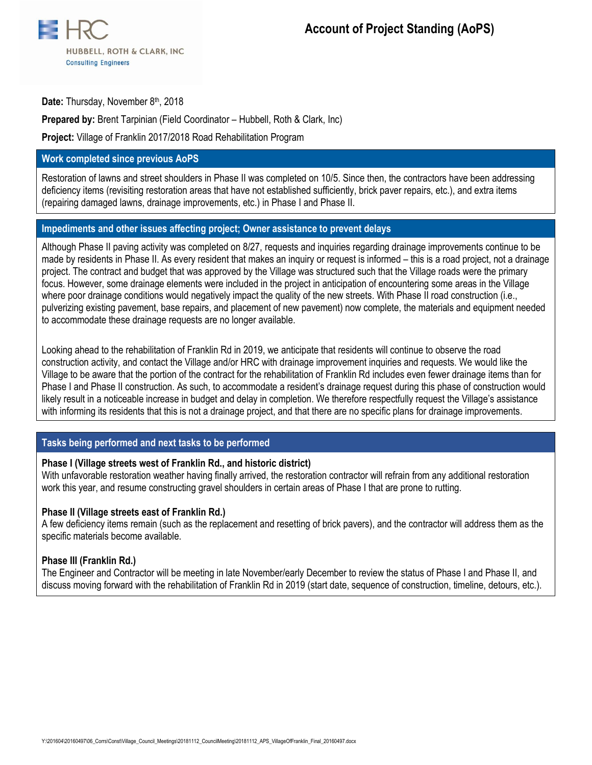HUBBELL, ROTH & CLARK, INC
Consulting Engineers

# Account of Project Standing (AoPS)

**Date:** Thursday, November 8th, 2018

**Prepared by:** Brent Tarpinian (Field Coordinator – Hubbell, Roth & Clark, Inc)

**Project:** Village of Franklin 2017/2018 Road Rehabilitation Program

## Work completed since previous AoPS

Restoration of lawns and street shoulders in Phase II was completed on 10/5. Since then, the contractors have been addressing deficiency items (revisiting restoration areas that have not established sufficiently, brick paver repairs, etc.), and extra items (repairing damaged lawns, drainage improvements, etc.) in Phase I and Phase II.

## Impediments and other issues affecting project; Owner assistance to prevent delays

Although Phase II paving activity was completed on 8/27, requests and inquiries regarding drainage improvements continue to be made by residents in Phase II. As every resident that makes an inquiry or request is informed – this is a road project, not a drainage project. The contract and budget that was approved by the Village was structured such that the Village roads were the primary focus. However, some drainage elements were included in the project in anticipation of encountering some areas in the Village where poor drainage conditions would negatively impact the quality of the new streets. With Phase II road construction (i.e., pulverizing existing pavement, base repairs, and placement of new pavement) now complete, the materials and equipment needed to accommodate these drainage requests are no longer available.

Looking ahead to the rehabilitation of Franklin Rd in 2019, we anticipate that residents will continue to observe the road construction activity, and contact the Village and/or HRC with drainage improvement inquiries and requests. We would like the Village to be aware that the portion of the contract for the rehabilitation of Franklin Rd includes even fewer drainage items than for Phase I and Phase II construction. As such, to accommodate a resident's drainage request during this phase of construction would likely result in a noticeable increase in budget and delay in completion. We therefore respectfully request the Village's assistance with informing its residents that this is not a drainage project, and that there are no specific plans for drainage improvements.

## Tasks being performed and next tasks to be performed

### Phase I (Village streets west of Franklin Rd., and historic district)

With unfavorable restoration weather having finally arrived, the restoration contractor will refrain from any additional restoration work this year, and resume constructing gravel shoulders in certain areas of Phase I that are prone to rutting.

### Phase II (Village streets east of Franklin Rd.)

A few deficiency items remain (such as the replacement and resetting of brick pavers), and the contractor will address them as the specific materials become available.

### Phase III (Franklin Rd.)

The Engineer and Contractor will be meeting in late November/early December to review the status of Phase I and Phase II, and discuss moving forward with the rehabilitation of Franklin Rd in 2019 (start date, sequence of construction, timeline, detours, etc.).

Y:\201604\20160497\06_Corrs\Const\Village_Council_Meetings\20181112_CouncilMeeting\20181112_APS_VillageOfFranklin_Final_20160497.docx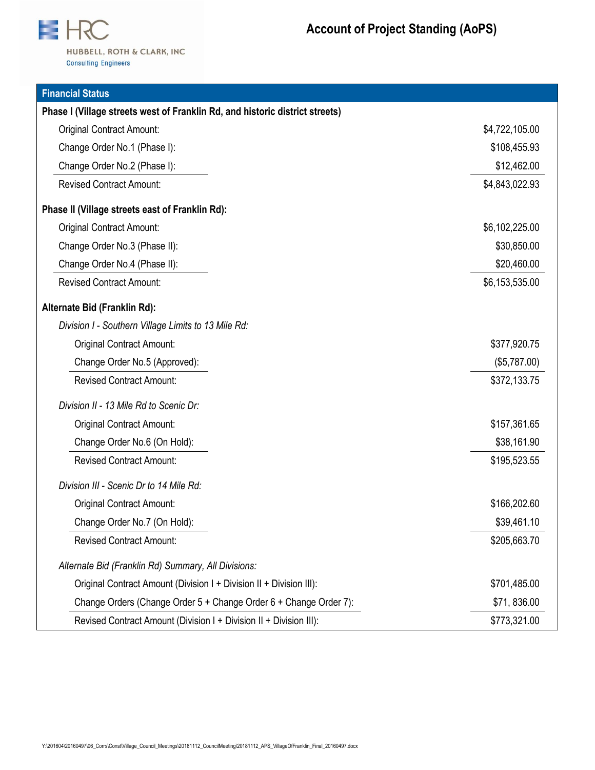# Account of Project Standing (AoPS)

HUBBELL, ROTH & CLARK, INC
Consulting Engineers

## Financial Status

| Item | Amount |
|---|---|
| **Phase I (Village streets west of Franklin Rd, and historic district streets)** | |
| Original Contract Amount: | $4,722,105.00 |
| Change Order No.1 (Phase I): | $108,455.93 |
| Change Order No.2 (Phase I): | $12,462.00 |
| Revised Contract Amount: | $4,843,022.93 |
| **Phase II (Village streets east of Franklin Rd):** | |
| Original Contract Amount: | $6,102,225.00 |
| Change Order No.3 (Phase II): | $30,850.00 |
| Change Order No.4 (Phase II): | $20,460.00 |
| Revised Contract Amount: | $6,153,535.00 |
| **Alternate Bid (Franklin Rd):** | |
| *Division I - Southern Village Limits to 13 Mile Rd:* | |
| Original Contract Amount: | $377,920.75 |
| Change Order No.5 (Approved): | ($5,787.00) |
| Revised Contract Amount: | $372,133.75 |
| *Division II - 13 Mile Rd to Scenic Dr:* | |
| Original Contract Amount: | $157,361.65 |
| Change Order No.6 (On Hold): | $38,161.90 |
| Revised Contract Amount: | $195,523.55 |
| *Division III - Scenic Dr to 14 Mile Rd:* | |
| Original Contract Amount: | $166,202.60 |
| Change Order No.7 (On Hold): | $39,461.10 |
| Revised Contract Amount: | $205,663.70 |
| *Alternate Bid (Franklin Rd) Summary, All Divisions:* | |
| Original Contract Amount (Division I + Division II + Division III): | $701,485.00 |
| Change Orders (Change Order 5 + Change Order 6 + Change Order 7): | $71, 836.00 |
| Revised Contract Amount (Division I + Division II + Division III): | $773,321.00 |

Y:\201604\20160497\06_Corrs\Const\Village_Council_Meetings\20181112_CouncilMeeting\20181112_APS_VillageOfFranklin_Final_20160497.docx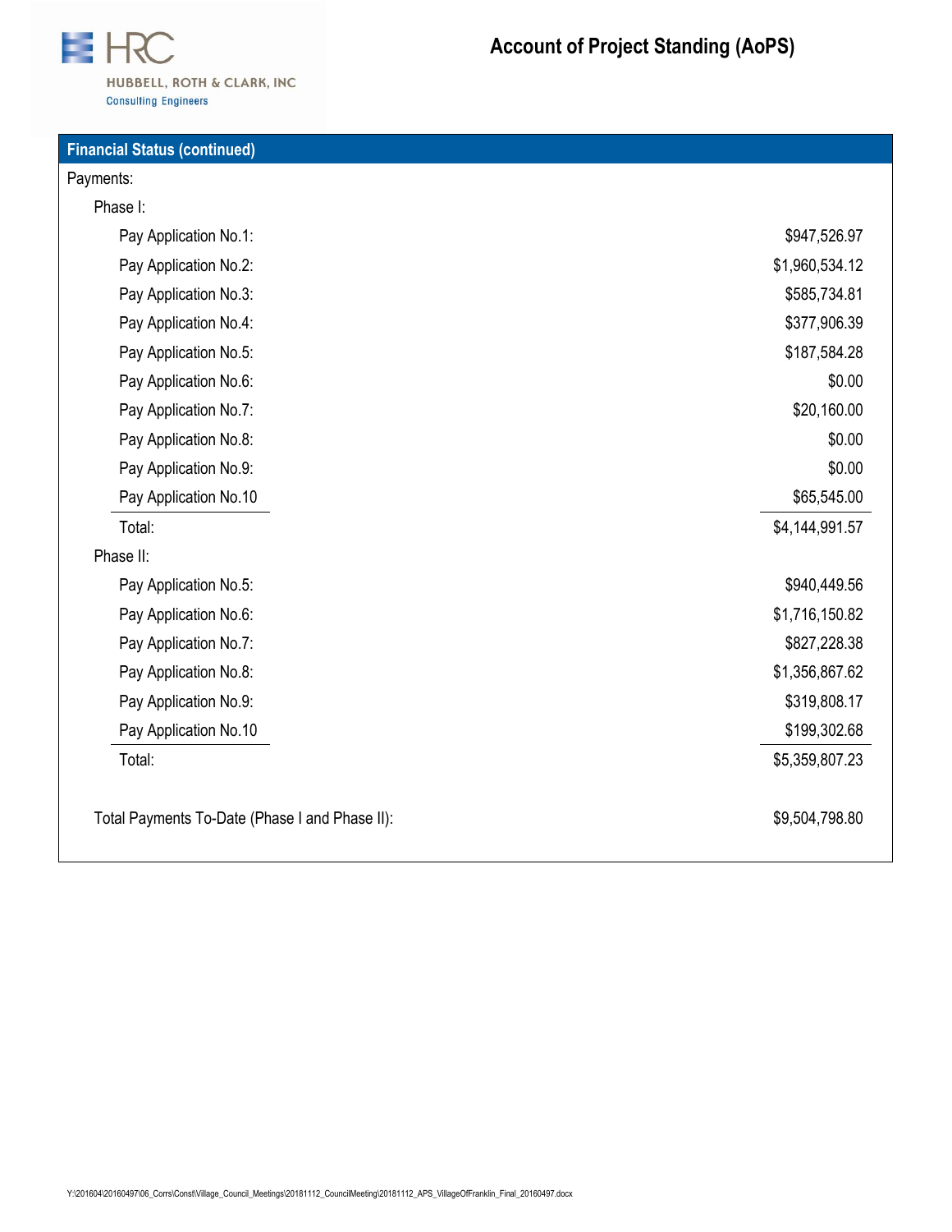HUBBELL, ROTH & CLARK, INC
Consulting Engineers

# Account of Project Standing (AoPS)

## Financial Status (continued)

Payments:

| | |
|---|---|
| **Phase I:** | |
| Pay Application No.1: | $947,526.97 |
| Pay Application No.2: | $1,960,534.12 |
| Pay Application No.3: | $585,734.81 |
| Pay Application No.4: | $377,906.39 |
| Pay Application No.5: | $187,584.28 |
| Pay Application No.6: | $0.00 |
| Pay Application No.7: | $20,160.00 |
| Pay Application No.8: | $0.00 |
| Pay Application No.9: | $0.00 |
| Pay Application No.10 | $65,545.00 |
| Total: | $4,144,991.57 |
| **Phase II:** | |
| Pay Application No.5: | $940,449.56 |
| Pay Application No.6: | $1,716,150.82 |
| Pay Application No.7: | $827,228.38 |
| Pay Application No.8: | $1,356,867.62 |
| Pay Application No.9: | $319,808.17 |
| Pay Application No.10 | $199,302.68 |
| Total: | $5,359,807.23 |
| | |
| Total Payments To-Date (Phase I and Phase II): | $9,504,798.80 |